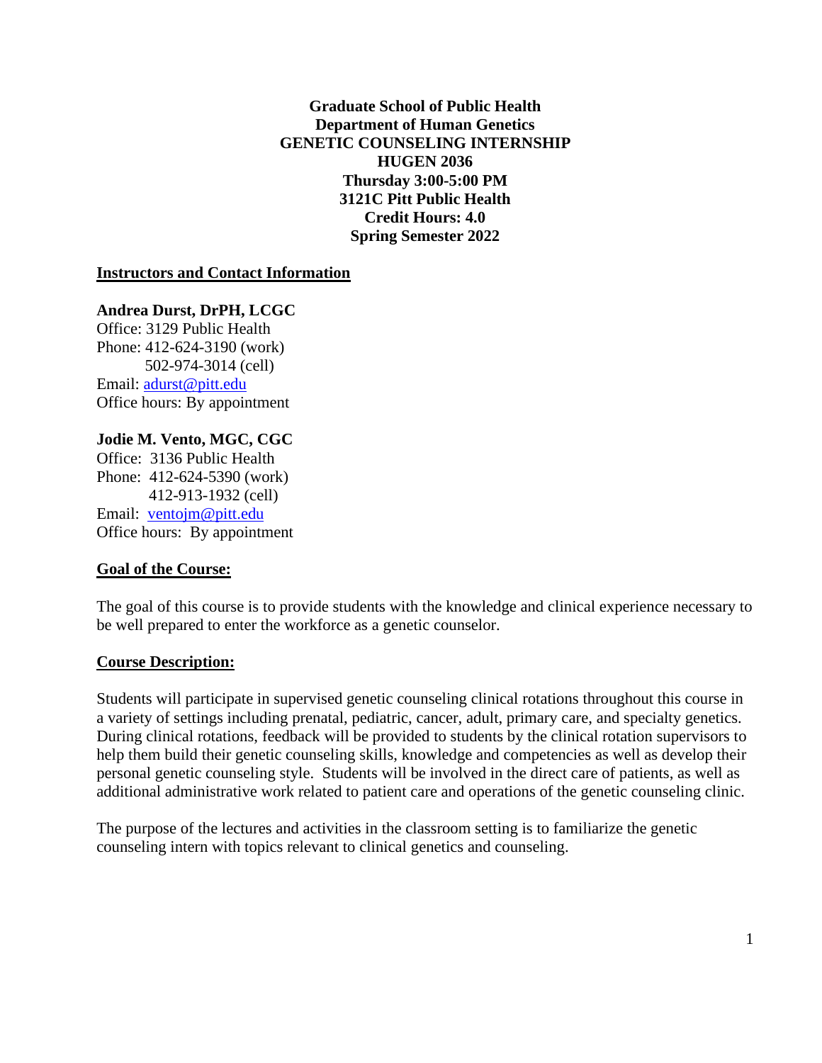**Graduate School of Public Health**
**Department of Human Genetics**
**GENETIC COUNSELING INTERNSHIP**
**HUGEN 2036**
**Thursday 3:00-5:00 PM**
**3121C Pitt Public Health**
**Credit Hours: 4.0**
**Spring Semester 2022**

## Instructors and Contact Information

**Andrea Durst, DrPH, LCGC**
Office: 3129 Public Health
Phone: 412-624-3190 (work)
502-974-3014 (cell)
Email: adurst@pitt.edu
Office hours: By appointment

**Jodie M. Vento, MGC, CGC**
Office: 3136 Public Health
Phone: 412-624-5390 (work)
412-913-1932 (cell)
Email: ventojm@pitt.edu
Office hours: By appointment

## Goal of the Course:

The goal of this course is to provide students with the knowledge and clinical experience necessary to be well prepared to enter the workforce as a genetic counselor.

## Course Description:

Students will participate in supervised genetic counseling clinical rotations throughout this course in a variety of settings including prenatal, pediatric, cancer, adult, primary care, and specialty genetics. During clinical rotations, feedback will be provided to students by the clinical rotation supervisors to help them build their genetic counseling skills, knowledge and competencies as well as develop their personal genetic counseling style. Students will be involved in the direct care of patients, as well as additional administrative work related to patient care and operations of the genetic counseling clinic.

The purpose of the lectures and activities in the classroom setting is to familiarize the genetic counseling intern with topics relevant to clinical genetics and counseling.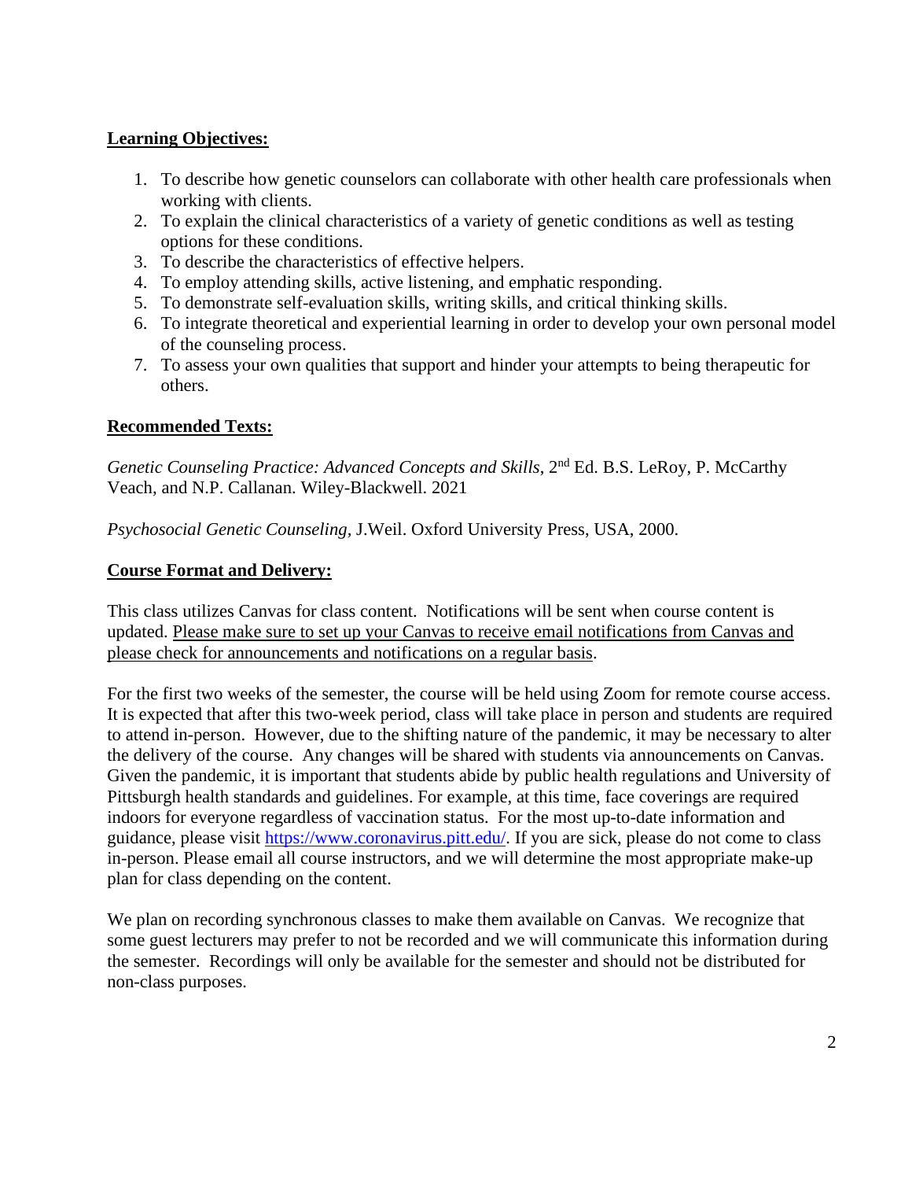**Learning Objectives:**

1. To describe how genetic counselors can collaborate with other health care professionals when working with clients.
2. To explain the clinical characteristics of a variety of genetic conditions as well as testing options for these conditions.
3. To describe the characteristics of effective helpers.
4. To employ attending skills, active listening, and emphatic responding.
5. To demonstrate self-evaluation skills, writing skills, and critical thinking skills.
6. To integrate theoretical and experiential learning in order to develop your own personal model of the counseling process.
7. To assess your own qualities that support and hinder your attempts to being therapeutic for others.

**Recommended Texts:**

*Genetic Counseling Practice: Advanced Concepts and Skills*, 2nd Ed. B.S. LeRoy, P. McCarthy Veach, and N.P. Callanan. Wiley-Blackwell. 2021

*Psychosocial Genetic Counseling*, J.Weil. Oxford University Press, USA, 2000.

**Course Format and Delivery:**

This class utilizes Canvas for class content. Notifications will be sent when course content is updated. Please make sure to set up your Canvas to receive email notifications from Canvas and please check for announcements and notifications on a regular basis.

For the first two weeks of the semester, the course will be held using Zoom for remote course access. It is expected that after this two-week period, class will take place in person and students are required to attend in-person. However, due to the shifting nature of the pandemic, it may be necessary to alter the delivery of the course. Any changes will be shared with students via announcements on Canvas. Given the pandemic, it is important that students abide by public health regulations and University of Pittsburgh health standards and guidelines. For example, at this time, face coverings are required indoors for everyone regardless of vaccination status. For the most up-to-date information and guidance, please visit https://www.coronavirus.pitt.edu/. If you are sick, please do not come to class in-person. Please email all course instructors, and we will determine the most appropriate make-up plan for class depending on the content.

We plan on recording synchronous classes to make them available on Canvas. We recognize that some guest lecturers may prefer to not be recorded and we will communicate this information during the semester. Recordings will only be available for the semester and should not be distributed for non-class purposes.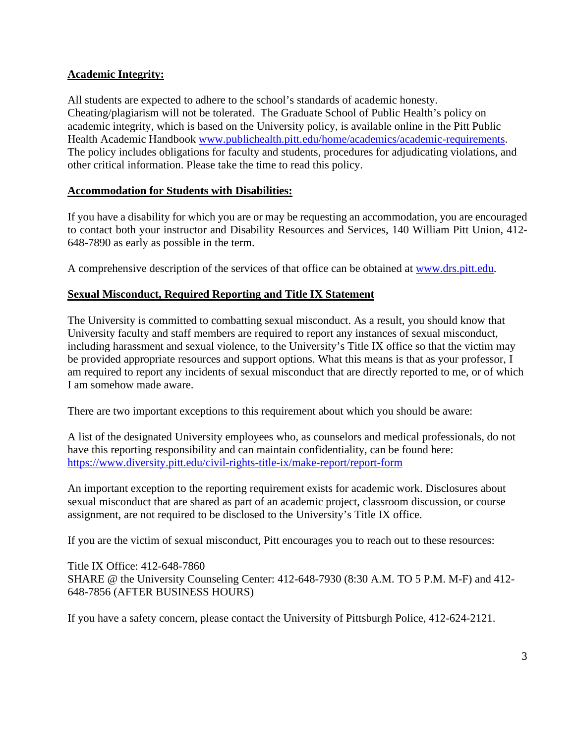**Academic Integrity:**

All students are expected to adhere to the school's standards of academic honesty. Cheating/plagiarism will not be tolerated. The Graduate School of Public Health's policy on academic integrity, which is based on the University policy, is available online in the Pitt Public Health Academic Handbook [www.publichealth.pitt.edu/home/academics/academic-requirements](www.publichealth.pitt.edu/home/academics/academic-requirements). The policy includes obligations for faculty and students, procedures for adjudicating violations, and other critical information. Please take the time to read this policy.

**Accommodation for Students with Disabilities:**

If you have a disability for which you are or may be requesting an accommodation, you are encouraged to contact both your instructor and Disability Resources and Services, 140 William Pitt Union, 412-648-7890 as early as possible in the term.

A comprehensive description of the services of that office can be obtained at [www.drs.pitt.edu](www.drs.pitt.edu).

**Sexual Misconduct, Required Reporting and Title IX Statement**

The University is committed to combatting sexual misconduct. As a result, you should know that University faculty and staff members are required to report any instances of sexual misconduct, including harassment and sexual violence, to the University's Title IX office so that the victim may be provided appropriate resources and support options. What this means is that as your professor, I am required to report any incidents of sexual misconduct that are directly reported to me, or of which I am somehow made aware.

There are two important exceptions to this requirement about which you should be aware:

A list of the designated University employees who, as counselors and medical professionals, do not have this reporting responsibility and can maintain confidentiality, can be found here: [https://www.diversity.pitt.edu/civil-rights-title-ix/make-report/report-form](https://www.diversity.pitt.edu/civil-rights-title-ix/make-report/report-form)

An important exception to the reporting requirement exists for academic work. Disclosures about sexual misconduct that are shared as part of an academic project, classroom discussion, or course assignment, are not required to be disclosed to the University's Title IX office.

If you are the victim of sexual misconduct, Pitt encourages you to reach out to these resources:

Title IX Office: 412-648-7860
SHARE @ the University Counseling Center: 412-648-7930 (8:30 A.M. TO 5 P.M. M-F) and 412-648-7856 (AFTER BUSINESS HOURS)

If you have a safety concern, please contact the University of Pittsburgh Police, 412-624-2121.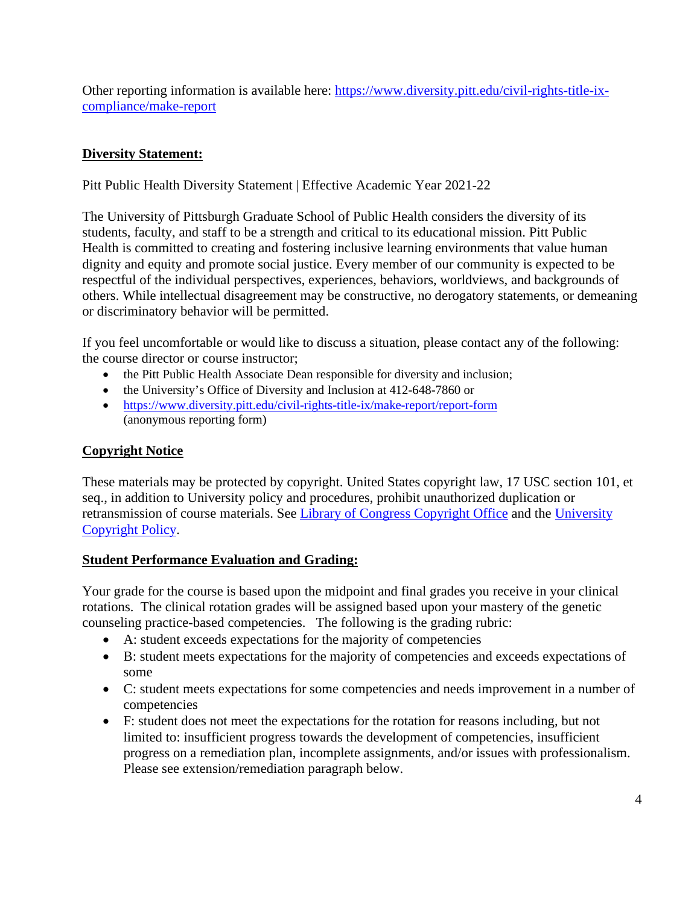Other reporting information is available here: [https://www.diversity.pitt.edu/civil-rights-title-ix-compliance/make-report](https://www.diversity.pitt.edu/civil-rights-title-ix-compliance/make-report)

## Diversity Statement:

Pitt Public Health Diversity Statement | Effective Academic Year 2021-22

The University of Pittsburgh Graduate School of Public Health considers the diversity of its students, faculty, and staff to be a strength and critical to its educational mission. Pitt Public Health is committed to creating and fostering inclusive learning environments that value human dignity and equity and promote social justice. Every member of our community is expected to be respectful of the individual perspectives, experiences, behaviors, worldviews, and backgrounds of others. While intellectual disagreement may be constructive, no derogatory statements, or demeaning or discriminatory behavior will be permitted.

If you feel uncomfortable or would like to discuss a situation, please contact any of the following: the course director or course instructor;

- the Pitt Public Health Associate Dean responsible for diversity and inclusion;
- the University's Office of Diversity and Inclusion at 412-648-7860 or
- [https://www.diversity.pitt.edu/civil-rights-title-ix/make-report/report-form](https://www.diversity.pitt.edu/civil-rights-title-ix/make-report/report-form) (anonymous reporting form)

## Copyright Notice

These materials may be protected by copyright. United States copyright law, 17 USC section 101, et seq., in addition to University policy and procedures, prohibit unauthorized duplication or retransmission of course materials. See Library of Congress Copyright Office and the University Copyright Policy.

## Student Performance Evaluation and Grading:

Your grade for the course is based upon the midpoint and final grades you receive in your clinical rotations. The clinical rotation grades will be assigned based upon your mastery of the genetic counseling practice-based competencies. The following is the grading rubric:

- A: student exceeds expectations for the majority of competencies
- B: student meets expectations for the majority of competencies and exceeds expectations of some
- C: student meets expectations for some competencies and needs improvement in a number of competencies
- F: student does not meet the expectations for the rotation for reasons including, but not limited to: insufficient progress towards the development of competencies, insufficient progress on a remediation plan, incomplete assignments, and/or issues with professionalism. Please see extension/remediation paragraph below.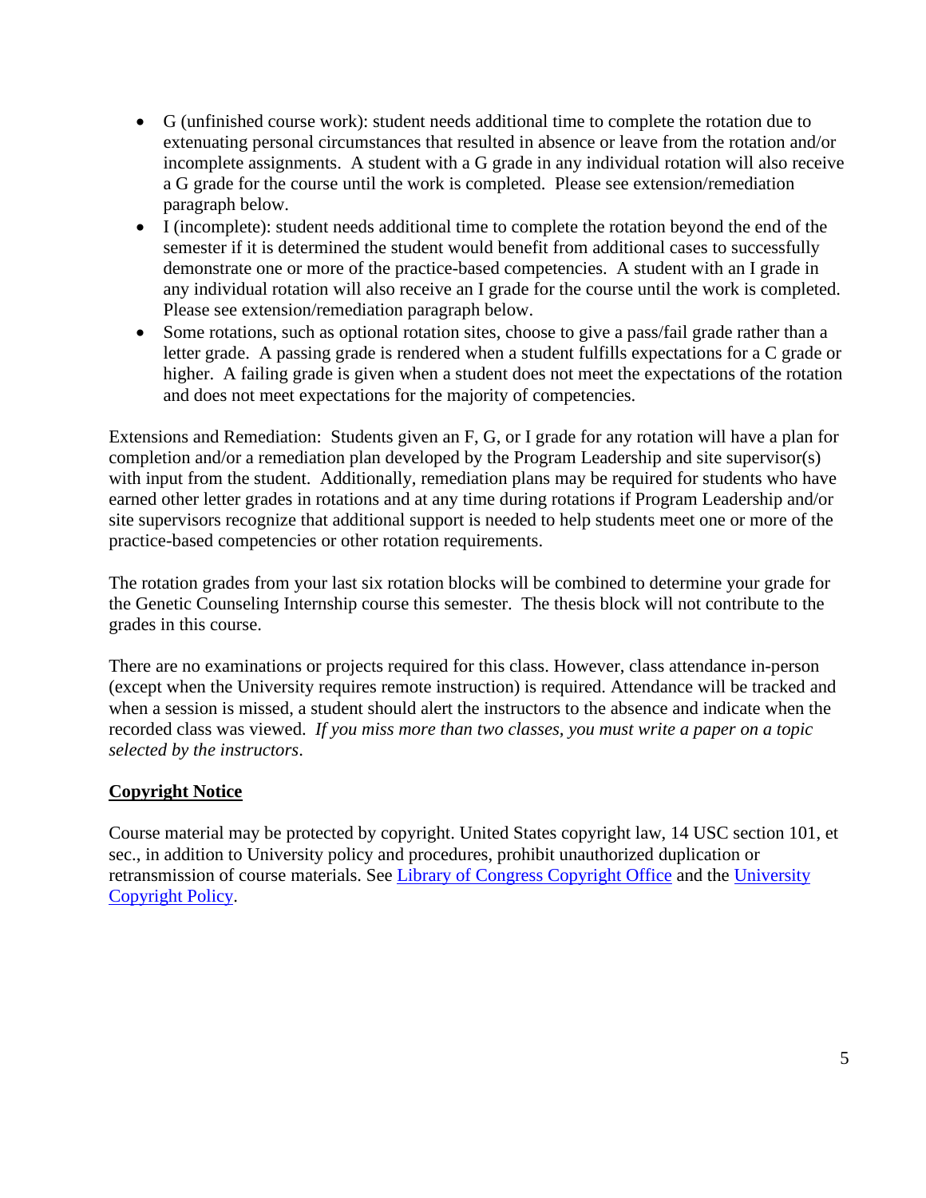- G (unfinished course work): student needs additional time to complete the rotation due to extenuating personal circumstances that resulted in absence or leave from the rotation and/or incomplete assignments. A student with a G grade in any individual rotation will also receive a G grade for the course until the work is completed. Please see extension/remediation paragraph below.
- I (incomplete): student needs additional time to complete the rotation beyond the end of the semester if it is determined the student would benefit from additional cases to successfully demonstrate one or more of the practice-based competencies. A student with an I grade in any individual rotation will also receive an I grade for the course until the work is completed. Please see extension/remediation paragraph below.
- Some rotations, such as optional rotation sites, choose to give a pass/fail grade rather than a letter grade. A passing grade is rendered when a student fulfills expectations for a C grade or higher. A failing grade is given when a student does not meet the expectations of the rotation and does not meet expectations for the majority of competencies.

Extensions and Remediation: Students given an F, G, or I grade for any rotation will have a plan for completion and/or a remediation plan developed by the Program Leadership and site supervisor(s) with input from the student. Additionally, remediation plans may be required for students who have earned other letter grades in rotations and at any time during rotations if Program Leadership and/or site supervisors recognize that additional support is needed to help students meet one or more of the practice-based competencies or other rotation requirements.

The rotation grades from your last six rotation blocks will be combined to determine your grade for the Genetic Counseling Internship course this semester. The thesis block will not contribute to the grades in this course.

There are no examinations or projects required for this class. However, class attendance in-person (except when the University requires remote instruction) is required. Attendance will be tracked and when a session is missed, a student should alert the instructors to the absence and indicate when the recorded class was viewed. *If you miss more than two classes, you must write a paper on a topic selected by the instructors*.

**Copyright Notice**

Course material may be protected by copyright. United States copyright law, 14 USC section 101, et sec., in addition to University policy and procedures, prohibit unauthorized duplication or retransmission of course materials. See Library of Congress Copyright Office and the University Copyright Policy.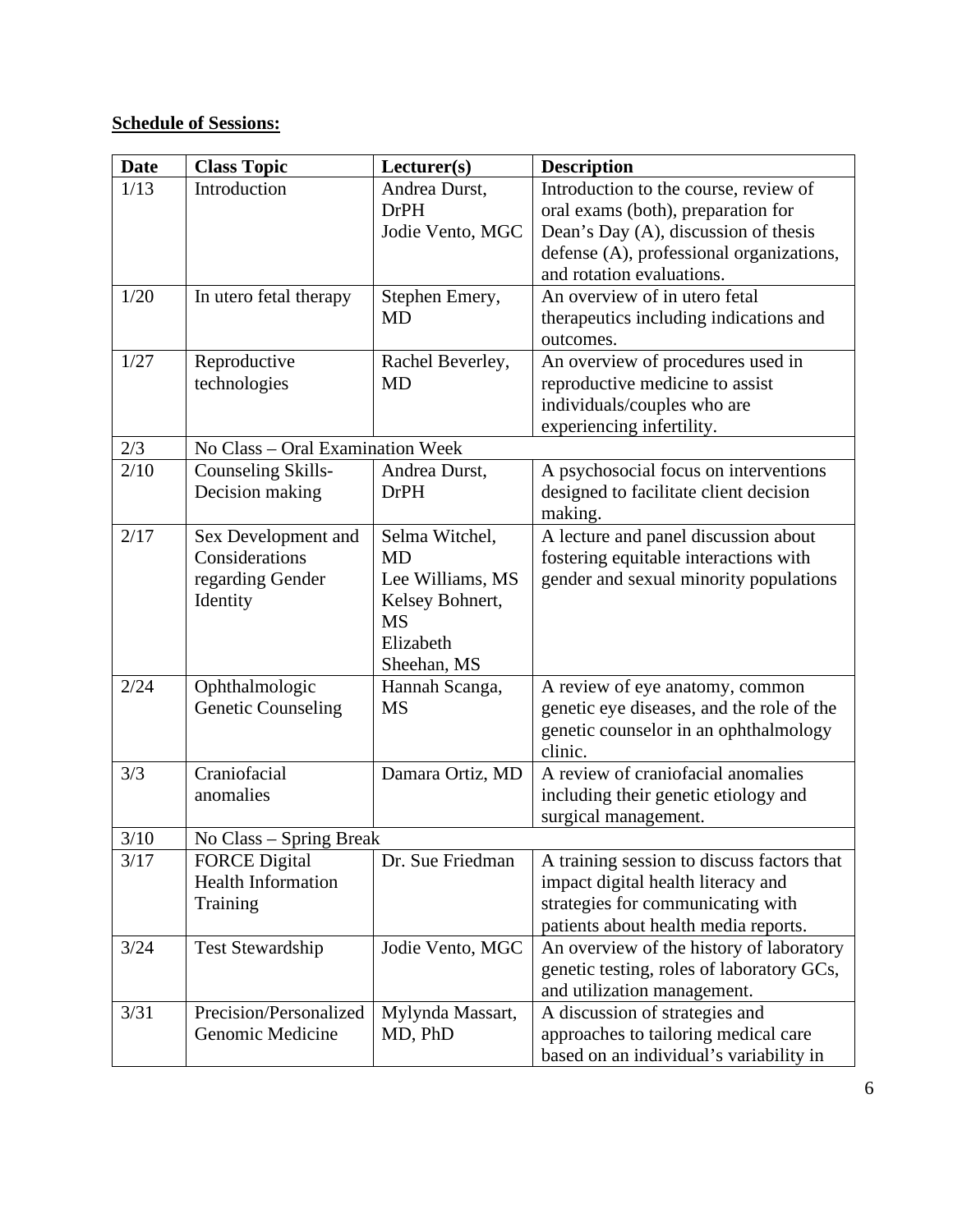**Schedule of Sessions:**

| Date | Class Topic | Lecturer(s) | Description |
|---|---|---|---|
| 1/13 | Introduction | Andrea Durst, DrPH<br>Jodie Vento, MGC | Introduction to the course, review of oral exams (both), preparation for Dean's Day (A), discussion of thesis defense (A), professional organizations, and rotation evaluations. |
| 1/20 | In utero fetal therapy | Stephen Emery, MD | An overview of in utero fetal therapeutics including indications and outcomes. |
| 1/27 | Reproductive technologies | Rachel Beverley, MD | An overview of procedures used in reproductive medicine to assist individuals/couples who are experiencing infertility. |
| 2/3 | No Class – Oral Examination Week | | |
| 2/10 | Counseling Skills-Decision making | Andrea Durst, DrPH | A psychosocial focus on interventions designed to facilitate client decision making. |
| 2/17 | Sex Development and Considerations regarding Gender Identity | Selma Witchel, MD<br>Lee Williams, MS<br>Kelsey Bohnert, MS<br>Elizabeth Sheehan, MS | A lecture and panel discussion about fostering equitable interactions with gender and sexual minority populations |
| 2/24 | Ophthalmologic Genetic Counseling | Hannah Scanga, MS | A review of eye anatomy, common genetic eye diseases, and the role of the genetic counselor in an ophthalmology clinic. |
| 3/3 | Craniofacial anomalies | Damara Ortiz, MD | A review of craniofacial anomalies including their genetic etiology and surgical management. |
| 3/10 | No Class – Spring Break | | |
| 3/17 | FORCE Digital Health Information Training | Dr. Sue Friedman | A training session to discuss factors that impact digital health literacy and strategies for communicating with patients about health media reports. |
| 3/24 | Test Stewardship | Jodie Vento, MGC | An overview of the history of laboratory genetic testing, roles of laboratory GCs, and utilization management. |
| 3/31 | Precision/Personalized Genomic Medicine | Mylynda Massart, MD, PhD | A discussion of strategies and approaches to tailoring medical care based on an individual's variability in |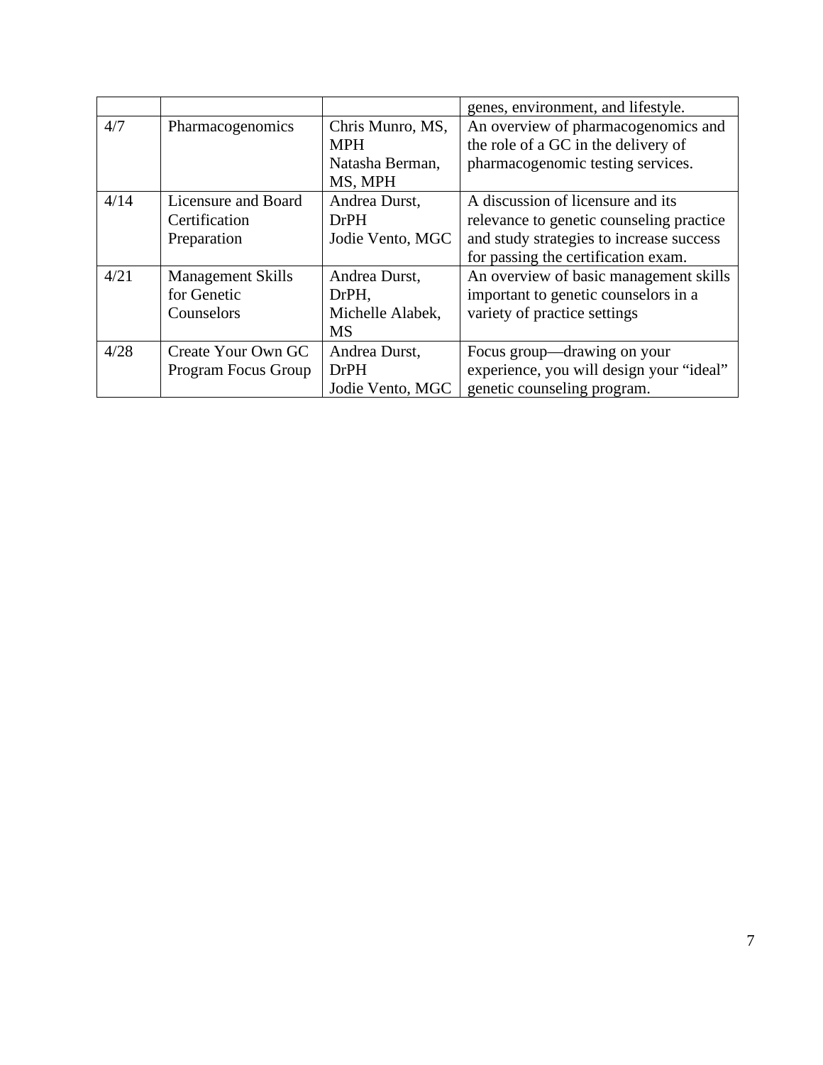| | | | |
|---|---|---|---|
| | | | genes, environment, and lifestyle. |
| 4/7 | Pharmacogenomics | Chris Munro, MS, MPH Natasha Berman, MS, MPH | An overview of pharmacogenomics and the role of a GC in the delivery of pharmacogenomic testing services. |
| 4/14 | Licensure and Board Certification Preparation | Andrea Durst, DrPH Jodie Vento, MGC | A discussion of licensure and its relevance to genetic counseling practice and study strategies to increase success for passing the certification exam. |
| 4/21 | Management Skills for Genetic Counselors | Andrea Durst, DrPH, Michelle Alabek, MS | An overview of basic management skills important to genetic counselors in a variety of practice settings |
| 4/28 | Create Your Own GC Program Focus Group | Andrea Durst, DrPH Jodie Vento, MGC | Focus group—drawing on your experience, you will design your "ideal" genetic counseling program. |